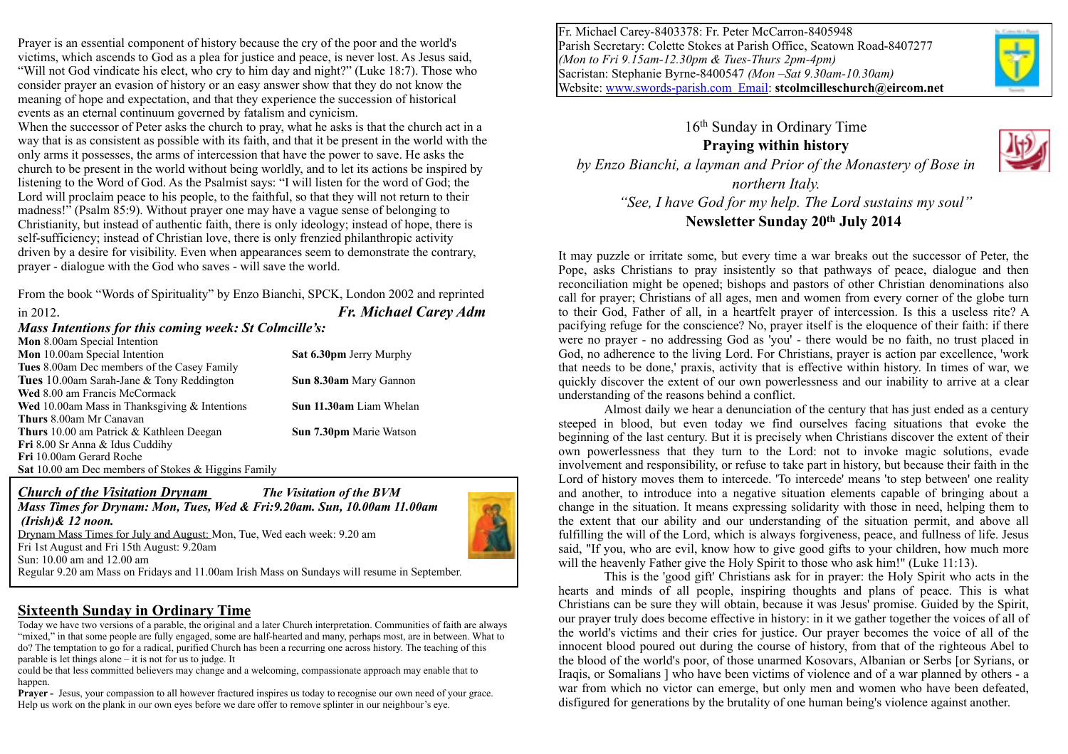Fr. Michael Carey-8403378: Fr. Peter McCarron-8405948
Parish Secretary: Colette Stokes at Parish Office, Seatown Road-8407277
*(Mon to Fri 9.15am-12.30pm & Tues-Thurs 2pm-4pm)*
Sacristan: Stephanie Byrne-8400547 *(Mon –Sat 9.30am-10.30am)*
Website: www.swords-parish.com Email: **stcolmcilleschurch@eircom.net**

16th Sunday in Ordinary Time

**Praying within history**

*by Enzo Bianchi, a layman and Prior of the Monastery of Bose in northern Italy.*

*"See, I have God for my help. The Lord sustains my soul"*

**Newsletter Sunday 20th July 2014**

It may puzzle or irritate some, but every time a war breaks out the successor of Peter, the Pope, asks Christians to pray insistently so that pathways of peace, dialogue and then reconciliation might be opened; bishops and pastors of other Christian denominations also call for prayer; Christians of all ages, men and women from every corner of the globe turn to their God, Father of all, in a heartfelt prayer of intercession. Is this a useless rite? A pacifying refuge for the conscience? No, prayer itself is the eloquence of their faith: if there were no prayer - no addressing God as 'you' - there would be no faith, no trust placed in God, no adherence to the living Lord. For Christians, prayer is action par excellence, 'work that needs to be done,' praxis, activity that is effective within history. In times of war, we quickly discover the extent of our own powerlessness and our inability to arrive at a clear understanding of the reasons behind a conflict.

Almost daily we hear a denunciation of the century that has just ended as a century steeped in blood, but even today we find ourselves facing situations that evoke the beginning of the last century. But it is precisely when Christians discover the extent of their own powerlessness that they turn to the Lord: not to invoke magic solutions, evade involvement and responsibility, or refuse to take part in history, but because their faith in the Lord of history moves them to intercede. 'To intercede' means 'to step between' one reality and another, to introduce into a negative situation elements capable of bringing about a change in the situation. It means expressing solidarity with those in need, helping them to the extent that our ability and our understanding of the situation permit, and above all fulfilling the will of the Lord, which is always forgiveness, peace, and fullness of life. Jesus said, "If you, who are evil, know how to give good gifts to your children, how much more will the heavenly Father give the Holy Spirit to those who ask him!" (Luke 11:13).

This is the 'good gift' Christians ask for in prayer: the Holy Spirit who acts in the hearts and minds of all people, inspiring thoughts and plans of peace. This is what Christians can be sure they will obtain, because it was Jesus' promise. Guided by the Spirit, our prayer truly does become effective in history: in it we gather together the voices of all of the world's victims and their cries for justice. Our prayer becomes the voice of all of the innocent blood poured out during the course of history, from that of the righteous Abel to the blood of the world's poor, of those unarmed Kosovars, Albanian or Serbs [or Syrians, or Iraqis, or Somalians ] who have been victims of violence and of a war planned by others - a war from which no victor can emerge, but only men and women who have been defeated, disfigured for generations by the brutality of one human being's violence against another.

Prayer is an essential component of history because the cry of the poor and the world's victims, which ascends to God as a plea for justice and peace, is never lost. As Jesus said, "Will not God vindicate his elect, who cry to him day and night?" (Luke 18:7). Those who consider prayer an evasion of history or an easy answer show that they do not know the meaning of hope and expectation, and that they experience the succession of historical events as an eternal continuum governed by fatalism and cynicism.

When the successor of Peter asks the church to pray, what he asks is that the church act in a way that is as consistent as possible with its faith, and that it be present in the world with the only arms it possesses, the arms of intercession that have the power to save. He asks the church to be present in the world without being worldly, and to let its actions be inspired by listening to the Word of God. As the Psalmist says: "I will listen for the word of God; the Lord will proclaim peace to his people, to the faithful, so that they will not return to their madness!" (Psalm 85:9). Without prayer one may have a vague sense of belonging to Christianity, but instead of authentic faith, there is only ideology; instead of hope, there is self-sufficiency; instead of Christian love, there is only frenzied philanthropic activity driven by a desire for visibility. Even when appearances seem to demonstrate the contrary, prayer - dialogue with the God who saves - will save the world.

From the book "Words of Spirituality" by Enzo Bianchi, SPCK, London 2002 and reprinted in 2012.

***Fr. Michael Carey Adm***

***Mass Intentions for this coming week: St Colmcille's:***

**Mon** 8.00am Special Intention
**Mon** 10.00am Special Intention
**Tues** 8.00am Dec members of the Casey Family
**Tues** 10.00am Sarah-Jane & Tony Reddington
**Wed** 8.00 am Francis McCormack
**Wed** 10.00am Mass in Thanksgiving & Intentions
**Thurs** 8.00am Mr Canavan
**Thurs** 10.00 am Patrick & Kathleen Deegan
**Fri** 8**.**00 Sr Anna & Idus Cuddihy
**Fri** 10.00am Gerard Roche
**Sat** 10.00 am Dec members of Stokes & Higgins Family

**Sat 6.30pm** Jerry Murphy
**Sun 8.30am** Mary Gannon
**Sun 11.30am** Liam Whelan
**Sun 7.30pm** Marie Watson

***Church of the Visitation Drynam*** ***The Visitation of the BVM***

***Mass Times for Drynam: Mon, Tues, Wed & Fri:9.20am. Sun, 10.00am 11.00am (Irish)& 12 noon.***

Drynam Mass Times for July and August: Mon, Tue, Wed each week: 9.20 am
Fri 1st August and Fri 15th August: 9.20am
Sun: 10.00 am and 12.00 am
Regular 9.20 am Mass on Fridays and 11.00am Irish Mass on Sundays will resume in September.

## Sixteenth Sunday in Ordinary Time

Today we have two versions of a parable, the original and a later Church interpretation. Communities of faith are always "mixed," in that some people are fully engaged, some are half-hearted and many, perhaps most, are in between. What to do? The temptation to go for a radical, purified Church has been a recurring one across history. The teaching of this parable is let things alone – it is not for us to judge. It could be that less committed believers may change and a welcoming, compassionate approach may enable that to happen.

**Prayer -** Jesus, your compassion to all however fractured inspires us today to recognise our own need of your grace. Help us work on the plank in our own eyes before we dare offer to remove splinter in our neighbour's eye.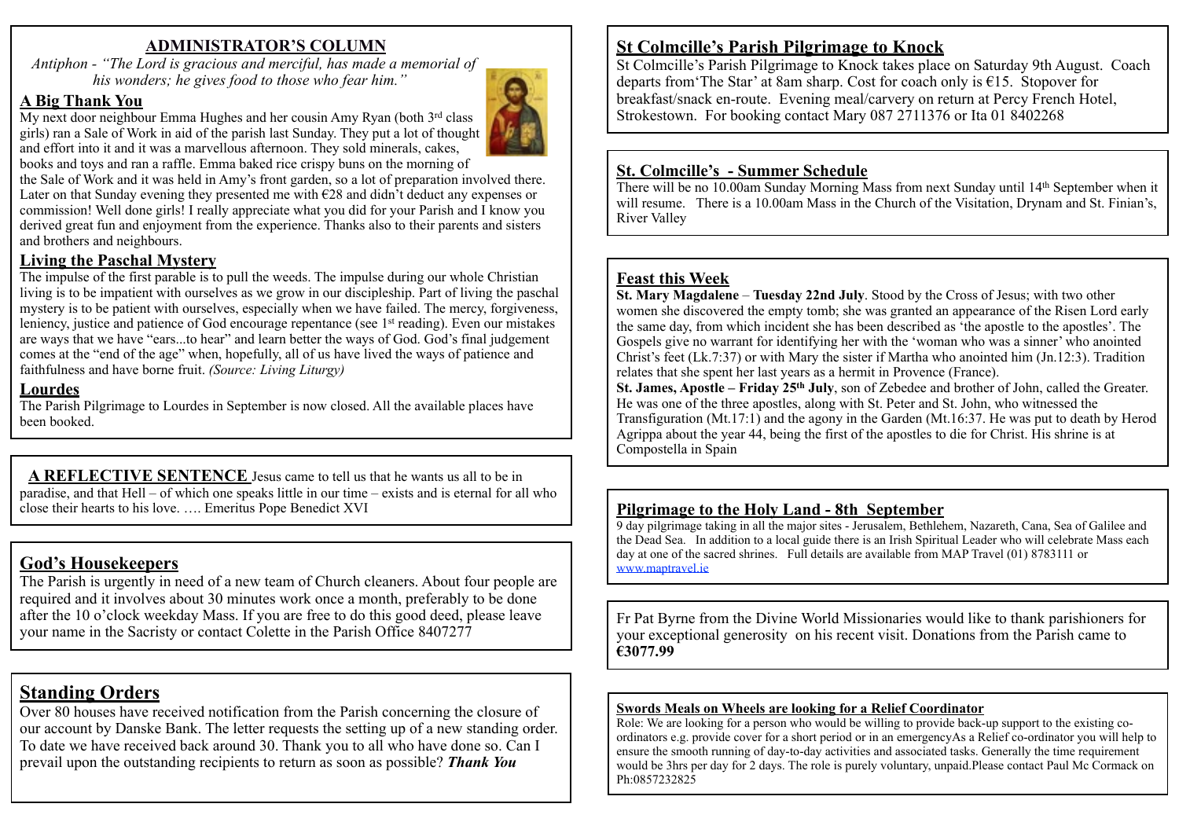## ADMINISTRATOR'S COLUMN

*Antiphon - "The Lord is gracious and merciful, has made a memorial of his wonders; he gives food to those who fear him."*

### A Big Thank You

My next door neighbour Emma Hughes and her cousin Amy Ryan (both 3rd class girls) ran a Sale of Work in aid of the parish last Sunday. They put a lot of thought and effort into it and it was a marvellous afternoon. They sold minerals, cakes, books and toys and ran a raffle. Emma baked rice crispy buns on the morning of the Sale of Work and it was held in Amy's front garden, so a lot of preparation involved there. Later on that Sunday evening they presented me with €28 and didn't deduct any expenses or commission! Well done girls! I really appreciate what you did for your Parish and I know you derived great fun and enjoyment from the experience. Thanks also to their parents and sisters and brothers and neighbours.

### Living the Paschal Mystery

The impulse of the first parable is to pull the weeds. The impulse during our whole Christian living is to be impatient with ourselves as we grow in our discipleship. Part of living the paschal mystery is to be patient with ourselves, especially when we have failed. The mercy, forgiveness, leniency, justice and patience of God encourage repentance (see 1st reading). Even our mistakes are ways that we have "ears...to hear" and learn better the ways of God. God's final judgement comes at the "end of the age" when, hopefully, all of us have lived the ways of patience and faithfulness and have borne fruit. *(Source: Living Liturgy)*

### Lourdes

The Parish Pilgrimage to Lourdes in September is now closed. All the available places have been booked.

**A REFLECTIVE SENTENCE** Jesus came to tell us that he wants us all to be in paradise, and that Hell – of which one speaks little in our time – exists and is eternal for all who close their hearts to his love. …. Emeritus Pope Benedict XVI

## God's Housekeepers

The Parish is urgently in need of a new team of Church cleaners. About four people are required and it involves about 30 minutes work once a month, preferably to be done after the 10 o'clock weekday Mass. If you are free to do this good deed, please leave your name in the Sacristy or contact Colette in the Parish Office 8407277

## Standing Orders

Over 80 houses have received notification from the Parish concerning the closure of our account by Danske Bank. The letter requests the setting up of a new standing order. To date we have received back around 30. Thank you to all who have done so. Can I prevail upon the outstanding recipients to return as soon as possible? ***Thank You***

## St Colmcille's Parish Pilgrimage to Knock

St Colmcille's Parish Pilgrimage to Knock takes place on Saturday 9th August. Coach departs from'The Star' at 8am sharp. Cost for coach only is €15. Stopover for breakfast/snack en-route. Evening meal/carvery on return at Percy French Hotel, Strokestown. For booking contact Mary 087 2711376 or Ita 01 8402268

## St. Colmcille's - Summer Schedule

There will be no 10.00am Sunday Morning Mass from next Sunday until 14th September when it will resume. There is a 10.00am Mass in the Church of the Visitation, Drynam and St. Finian's, River Valley

## Feast this Week

**St. Mary Magdalene** – **Tuesday 22nd July**. Stood by the Cross of Jesus; with two other women she discovered the empty tomb; she was granted an appearance of the Risen Lord early the same day, from which incident she has been described as 'the apostle to the apostles'. The Gospels give no warrant for identifying her with the 'woman who was a sinner' who anointed Christ's feet (Lk.7:37) or with Mary the sister if Martha who anointed him (Jn.12:3). Tradition relates that she spent her last years as a hermit in Provence (France).

**St. James, Apostle – Friday 25th July**, son of Zebedee and brother of John, called the Greater. He was one of the three apostles, along with St. Peter and St. John, who witnessed the Transfiguration (Mt.17:1) and the agony in the Garden (Mt.16:37. He was put to death by Herod Agrippa about the year 44, being the first of the apostles to die for Christ. His shrine is at Compostella in Spain

## Pilgrimage to the Holy Land - 8th September

9 day pilgrimage taking in all the major sites - Jerusalem, Bethlehem, Nazareth, Cana, Sea of Galilee and the Dead Sea. In addition to a local guide there is an Irish Spiritual Leader who will celebrate Mass each day at one of the sacred shrines. Full details are available from MAP Travel (01) 8783111 or www.maptravel.ie

Fr Pat Byrne from the Divine World Missionaries would like to thank parishioners for your exceptional generosity on his recent visit. Donations from the Parish came to **€3077.99**

### Swords Meals on Wheels are looking for a Relief Coordinator

Role: We are looking for a person who would be willing to provide back-up support to the existing co-ordinators e.g. provide cover for a short period or in an emergencyAs a Relief co-ordinator you will help to ensure the smooth running of day-to-day activities and associated tasks. Generally the time requirement would be 3hrs per day for 2 days. The role is purely voluntary, unpaid.Please contact Paul Mc Cormack on Ph:0857232825